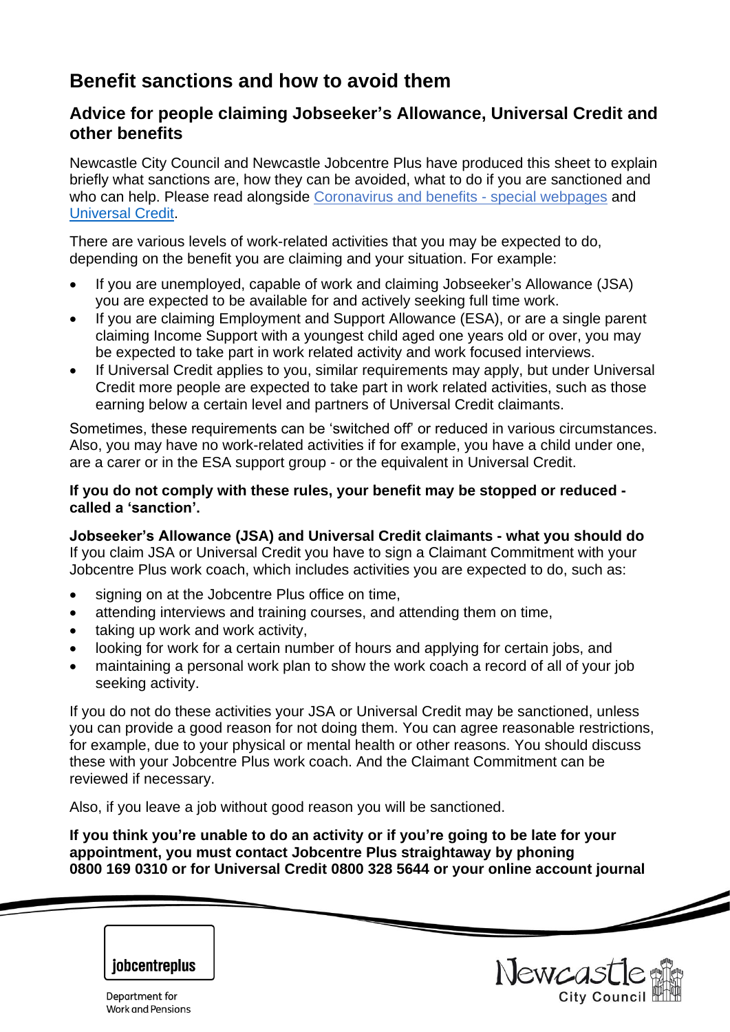# Benefit sanctions and how to avoid them

## Advice for people claiming Jobseeker's Allowance, Universal Credit and other benefits

Newcastle City Council and Newcastle Jobcentre Plus have produced this sheet to explain briefly what sanctions are, how they can be avoided, what to do if you are sanctioned and who can help. Please read alongside Coronavirus and benefits - special webpages and Universal Credit.

There are various levels of work-related activities that you may be expected to do, depending on the benefit you are claiming and your situation. For example:

- If you are unemployed, capable of work and claiming Jobseeker's Allowance (JSA) you are expected to be available for and actively seeking full time work.
- If you are claiming Employment and Support Allowance (ESA), or are a single parent claiming Income Support with a youngest child aged one years old or over, you may be expected to take part in work related activity and work focused interviews.
- If Universal Credit applies to you, similar requirements may apply, but under Universal Credit more people are expected to take part in work related activities, such as those earning below a certain level and partners of Universal Credit claimants.

Sometimes, these requirements can be 'switched off' or reduced in various circumstances. Also, you may have no work-related activities if for example, you have a child under one, are a carer or in the ESA support group - or the equivalent in Universal Credit.

**If you do not comply with these rules, your benefit may be stopped or reduced - called a 'sanction'.**

**Jobseeker's Allowance (JSA) and Universal Credit claimants - what you should do**
If you claim JSA or Universal Credit you have to sign a Claimant Commitment with your Jobcentre Plus work coach, which includes activities you are expected to do, such as:

- signing on at the Jobcentre Plus office on time,
- attending interviews and training courses, and attending them on time,
- taking up work and work activity,
- looking for work for a certain number of hours and applying for certain jobs, and
- maintaining a personal work plan to show the work coach a record of all of your job seeking activity.

If you do not do these activities your JSA or Universal Credit may be sanctioned, unless you can provide a good reason for not doing them. You can agree reasonable restrictions, for example, due to your physical or mental health or other reasons. You should discuss these with your Jobcentre Plus work coach. And the Claimant Commitment can be reviewed if necessary.

Also, if you leave a job without good reason you will be sanctioned.

**If you think you're unable to do an activity or if you're going to be late for your appointment, you must contact Jobcentre Plus straightaway by phoning 0800 169 0310 or for Universal Credit 0800 328 5644 or your online account journal**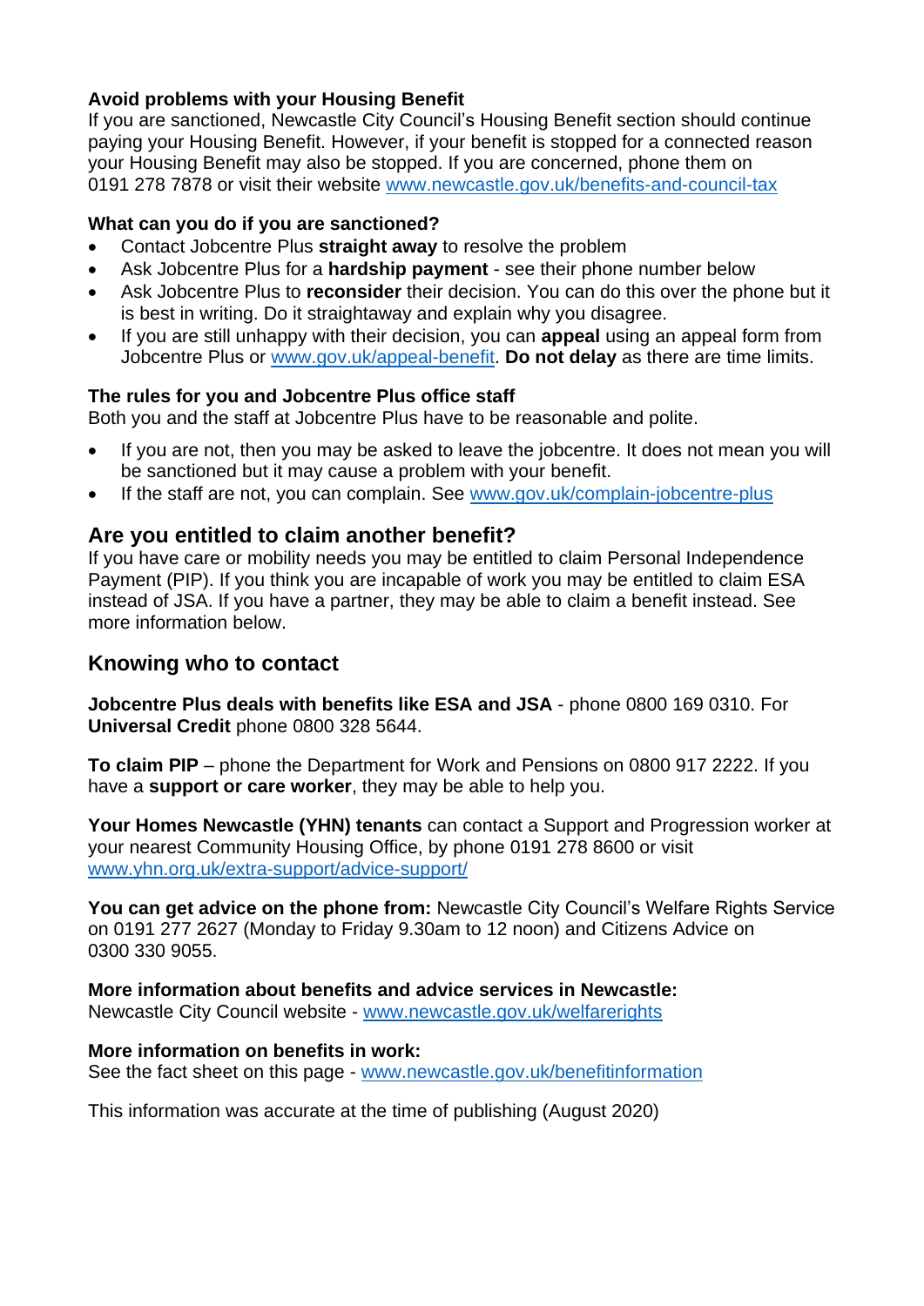**Avoid problems with your Housing Benefit**
If you are sanctioned, Newcastle City Council's Housing Benefit section should continue paying your Housing Benefit. However, if your benefit is stopped for a connected reason your Housing Benefit may also be stopped. If you are concerned, phone them on 0191 278 7878 or visit their website www.newcastle.gov.uk/benefits-and-council-tax

**What can you do if you are sanctioned?**

- Contact Jobcentre Plus **straight away** to resolve the problem
- Ask Jobcentre Plus for a **hardship payment** - see their phone number below
- Ask Jobcentre Plus to **reconsider** their decision. You can do this over the phone but it is best in writing. Do it straightaway and explain why you disagree.
- If you are still unhappy with their decision, you can **appeal** using an appeal form from Jobcentre Plus or www.gov.uk/appeal-benefit. **Do not delay** as there are time limits.

**The rules for you and Jobcentre Plus office staff**
Both you and the staff at Jobcentre Plus have to be reasonable and polite.

- If you are not, then you may be asked to leave the jobcentre. It does not mean you will be sanctioned but it may cause a problem with your benefit.
- If the staff are not, you can complain. See www.gov.uk/complain-jobcentre-plus

## Are you entitled to claim another benefit?

If you have care or mobility needs you may be entitled to claim Personal Independence Payment (PIP). If you think you are incapable of work you may be entitled to claim ESA instead of JSA. If you have a partner, they may be able to claim a benefit instead. See more information below.

## Knowing who to contact

**Jobcentre Plus deals with benefits like ESA and JSA** - phone 0800 169 0310. For **Universal Credit** phone 0800 328 5644.

**To claim PIP** – phone the Department for Work and Pensions on 0800 917 2222. If you have a **support or care worker**, they may be able to help you.

**Your Homes Newcastle (YHN) tenants** can contact a Support and Progression worker at your nearest Community Housing Office, by phone 0191 278 8600 or visit www.yhn.org.uk/extra-support/advice-support/

**You can get advice on the phone from:** Newcastle City Council's Welfare Rights Service on 0191 277 2627 (Monday to Friday 9.30am to 12 noon) and Citizens Advice on 0300 330 9055.

**More information about benefits and advice services in Newcastle:**
Newcastle City Council website - www.newcastle.gov.uk/welfarerights

**More information on benefits in work:**
See the fact sheet on this page - www.newcastle.gov.uk/benefitinformation

This information was accurate at the time of publishing (August 2020)